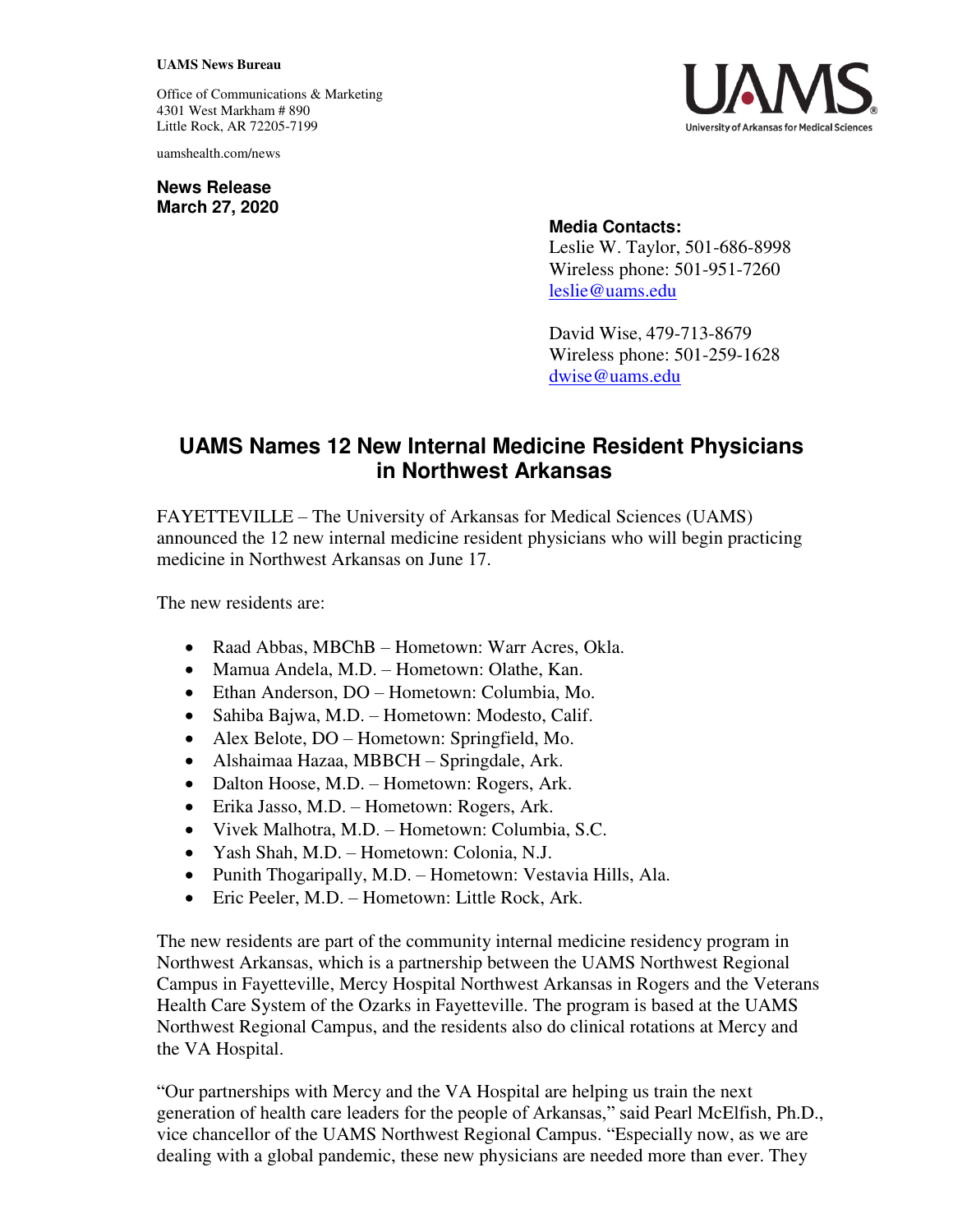**UAMS News Bureau**

Office of Communications & Marketing
4301 West Markham # 890
Little Rock, AR 72205-7199

uamshealth.com/news

UAMS
University of Arkansas for Medical Sciences

**News Release**
**March 27, 2020**

**Media Contacts:**
Leslie W. Taylor, 501-686-8998
Wireless phone: 501-951-7260
leslie@uams.edu

David Wise, 479-713-8679
Wireless phone: 501-259-1628
dwise@uams.edu

# UAMS Names 12 New Internal Medicine Resident Physicians in Northwest Arkansas

FAYETTEVILLE – The University of Arkansas for Medical Sciences (UAMS) announced the 12 new internal medicine resident physicians who will begin practicing medicine in Northwest Arkansas on June 17.

The new residents are:

- Raad Abbas, MBChB – Hometown: Warr Acres, Okla.
- Mamua Andela, M.D. – Hometown: Olathe, Kan.
- Ethan Anderson, DO – Hometown: Columbia, Mo.
- Sahiba Bajwa, M.D. – Hometown: Modesto, Calif.
- Alex Belote, DO – Hometown: Springfield, Mo.
- Alshaimaa Hazaa, MBBCH – Springdale, Ark.
- Dalton Hoose, M.D. – Hometown: Rogers, Ark.
- Erika Jasso, M.D. – Hometown: Rogers, Ark.
- Vivek Malhotra, M.D. – Hometown: Columbia, S.C.
- Yash Shah, M.D. – Hometown: Colonia, N.J.
- Punith Thogaripally, M.D. – Hometown: Vestavia Hills, Ala.
- Eric Peeler, M.D. – Hometown: Little Rock, Ark.

The new residents are part of the community internal medicine residency program in Northwest Arkansas, which is a partnership between the UAMS Northwest Regional Campus in Fayetteville, Mercy Hospital Northwest Arkansas in Rogers and the Veterans Health Care System of the Ozarks in Fayetteville. The program is based at the UAMS Northwest Regional Campus, and the residents also do clinical rotations at Mercy and the VA Hospital.

"Our partnerships with Mercy and the VA Hospital are helping us train the next generation of health care leaders for the people of Arkansas," said Pearl McElfish, Ph.D., vice chancellor of the UAMS Northwest Regional Campus. "Especially now, as we are dealing with a global pandemic, these new physicians are needed more than ever. They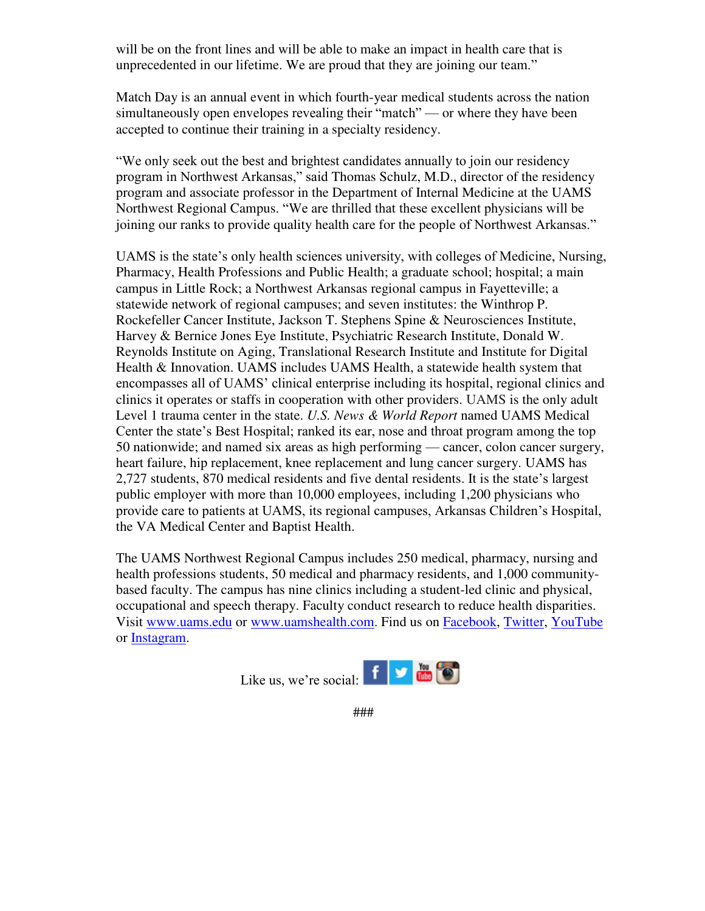will be on the front lines and will be able to make an impact in health care that is unprecedented in our lifetime. We are proud that they are joining our team."

Match Day is an annual event in which fourth-year medical students across the nation simultaneously open envelopes revealing their "match" — or where they have been accepted to continue their training in a specialty residency.

"We only seek out the best and brightest candidates annually to join our residency program in Northwest Arkansas," said Thomas Schulz, M.D., director of the residency program and associate professor in the Department of Internal Medicine at the UAMS Northwest Regional Campus. "We are thrilled that these excellent physicians will be joining our ranks to provide quality health care for the people of Northwest Arkansas."

UAMS is the state's only health sciences university, with colleges of Medicine, Nursing, Pharmacy, Health Professions and Public Health; a graduate school; hospital; a main campus in Little Rock; a Northwest Arkansas regional campus in Fayetteville; a statewide network of regional campuses; and seven institutes: the Winthrop P. Rockefeller Cancer Institute, Jackson T. Stephens Spine & Neurosciences Institute, Harvey & Bernice Jones Eye Institute, Psychiatric Research Institute, Donald W. Reynolds Institute on Aging, Translational Research Institute and Institute for Digital Health & Innovation. UAMS includes UAMS Health, a statewide health system that encompasses all of UAMS' clinical enterprise including its hospital, regional clinics and clinics it operates or staffs in cooperation with other providers. UAMS is the only adult Level 1 trauma center in the state. *U.S. News & World Report* named UAMS Medical Center the state's Best Hospital; ranked its ear, nose and throat program among the top 50 nationwide; and named six areas as high performing — cancer, colon cancer surgery, heart failure, hip replacement, knee replacement and lung cancer surgery. UAMS has 2,727 students, 870 medical residents and five dental residents. It is the state's largest public employer with more than 10,000 employees, including 1,200 physicians who provide care to patients at UAMS, its regional campuses, Arkansas Children's Hospital, the VA Medical Center and Baptist Health.

The UAMS Northwest Regional Campus includes 250 medical, pharmacy, nursing and health professions students, 50 medical and pharmacy residents, and 1,000 community-based faculty. The campus has nine clinics including a student-led clinic and physical, occupational and speech therapy. Faculty conduct research to reduce health disparities. Visit [www.uams.edu](www.uams.edu) or [www.uamshealth.com](www.uamshealth.com). Find us on Facebook, Twitter, YouTube or Instagram.

Like us, we're social:

###